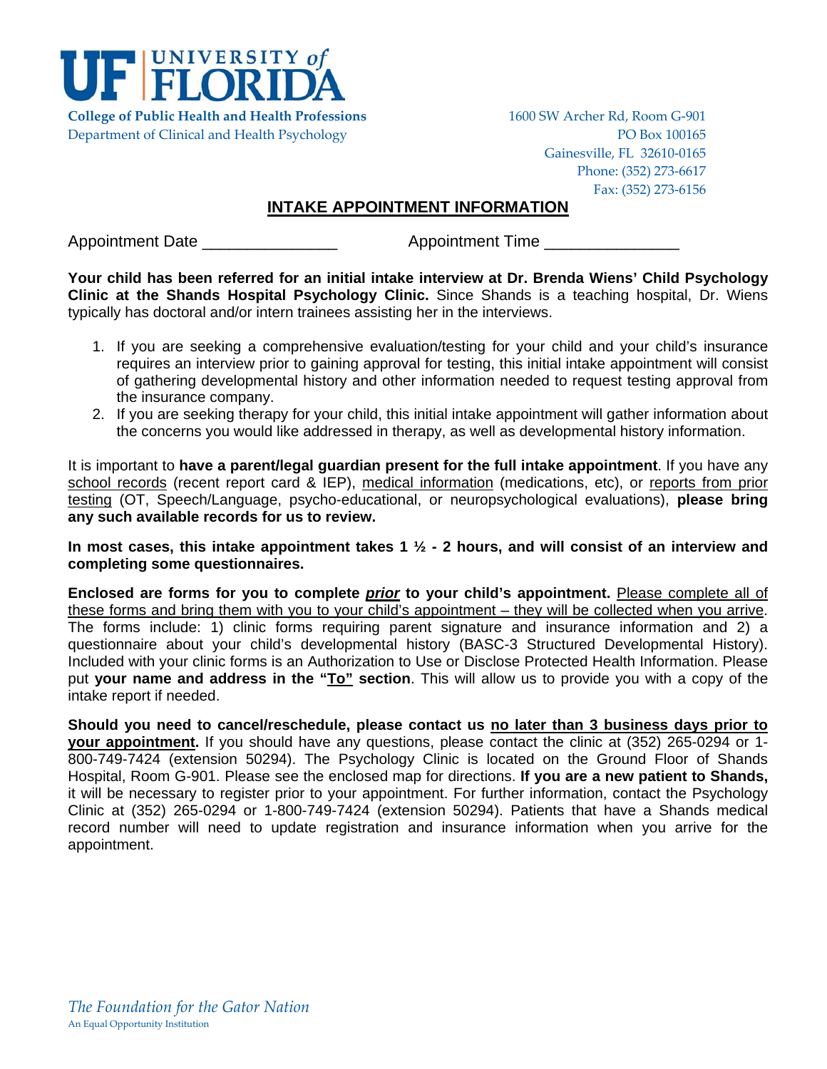**UF | UNIVERSITY of FLORIDA**

**College of Public Health and Health Professions**
Department of Clinical and Health Psychology

1600 SW Archer Rd, Room G-901
PO Box 100165
Gainesville, FL 32610-0165
Phone: (352) 273-6617
Fax: (352) 273-6156

# INTAKE APPOINTMENT INFORMATION

Appointment Date _______________ Appointment Time _______________

**Your child has been referred for an initial intake interview at Dr. Brenda Wiens' Child Psychology Clinic at the Shands Hospital Psychology Clinic.** Since Shands is a teaching hospital, Dr. Wiens typically has doctoral and/or intern trainees assisting her in the interviews.

1. If you are seeking a comprehensive evaluation/testing for your child and your child's insurance requires an interview prior to gaining approval for testing, this initial intake appointment will consist of gathering developmental history and other information needed to request testing approval from the insurance company.
2. If you are seeking therapy for your child, this initial intake appointment will gather information about the concerns you would like addressed in therapy, as well as developmental history information.

It is important to **have a parent/legal guardian present for the full intake appointment**. If you have any school records (recent report card & IEP), medical information (medications, etc), or reports from prior testing (OT, Speech/Language, psycho-educational, or neuropsychological evaluations), **please bring any such available records for us to review.**

**In most cases, this intake appointment takes 1 ½ - 2 hours, and will consist of an interview and completing some questionnaires.**

**Enclosed are forms for you to complete *prior* to your child's appointment.** Please complete all of these forms and bring them with you to your child's appointment – they will be collected when you arrive. The forms include: 1) clinic forms requiring parent signature and insurance information and 2) a questionnaire about your child's developmental history (BASC-3 Structured Developmental History). Included with your clinic forms is an Authorization to Use or Disclose Protected Health Information. Please put **your name and address in the "To" section**. This will allow us to provide you with a copy of the intake report if needed.

**Should you need to cancel/reschedule, please contact us no later than 3 business days prior to your appointment.** If you should have any questions, please contact the clinic at (352) 265-0294 or 1-800-749-7424 (extension 50294). The Psychology Clinic is located on the Ground Floor of Shands Hospital, Room G-901. Please see the enclosed map for directions. **If you are a new patient to Shands,** it will be necessary to register prior to your appointment. For further information, contact the Psychology Clinic at (352) 265-0294 or 1-800-749-7424 (extension 50294). Patients that have a Shands medical record number will need to update registration and insurance information when you arrive for the appointment.

*The Foundation for the Gator Nation*
An Equal Opportunity Institution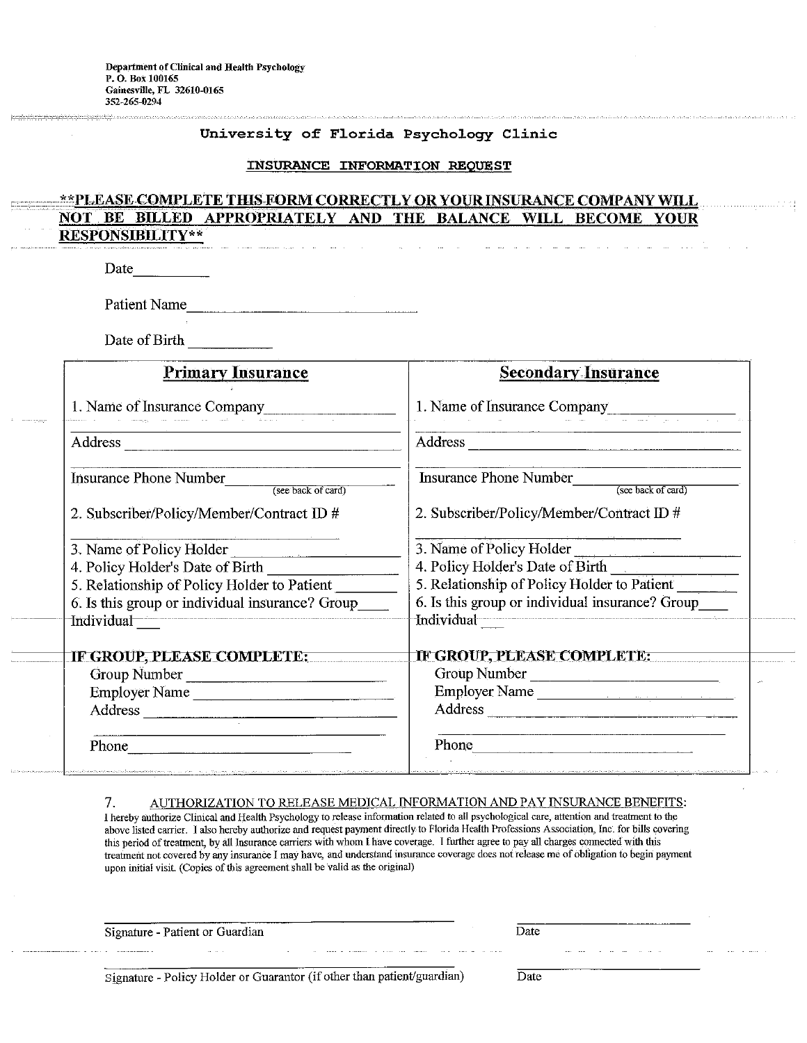Department of Clinical and Health Psychology
P. O. Box 100165
Gainesville, FL 32610-0165
352-265-0294

## University of Florida Psychology Clinic

### INSURANCE INFORMATION REQUEST

**\*\*PLEASE COMPLETE THIS FORM CORRECTLY OR YOUR INSURANCE COMPANY WILL NOT BE BILLED APPROPRIATELY AND THE BALANCE WILL BECOME YOUR RESPONSIBILITY\*\***

Date__________

Patient Name______________________________

Date of Birth __________

| Primary Insurance | Secondary Insurance |
|---|---|
| 1. Name of Insurance Company________________ | 1. Name of Insurance Company________________ |
| Address ______________________________ | Address ______________________________ |
| Insurance Phone Number__________ (see back of card) | Insurance Phone Number__________ (see back of card) |
| 2. Subscriber/Policy/Member/Contract ID # ______________ | 2. Subscriber/Policy/Member/Contract ID # ______________ |
| 3. Name of Policy Holder ______________ | 3. Name of Policy Holder ______________ |
| 4. Policy Holder's Date of Birth __________ | 4. Policy Holder's Date of Birth __________ |
| 5. Relationship of Policy Holder to Patient ________ | 5. Relationship of Policy Holder to Patient ________ |
| 6. Is this group or individual insurance? Group____ Individual___ | 6. Is this group or individual insurance? Group____ Individual___ |
| **IF GROUP, PLEASE COMPLETE:** | **IF GROUP, PLEASE COMPLETE:** |
| Group Number ______________________ | Group Number ______________________ |
| Employer Name ______________________ | Employer Name ______________________ |
| Address ______________________________ | Address ______________________________ |
| Phone ______________________ | Phone ______________________ |

7. AUTHORIZATION TO RELEASE MEDICAL INFORMATION AND PAY INSURANCE BENEFITS:

I hereby authorize Clinical and Health Psychology to release information related to all psychological care, attention and treatment to the above listed carrier. I also hereby authorize and request payment directly to Florida Health Professions Association, Inc. for bills covering this period of treatment, by all Insurance carriers with whom I have coverage. I further agree to pay all charges connected with this treatment not covered by any insurance I may have, and understand insurance coverage does not release me of obligation to begin payment upon initial visit. (Copies of this agreement shall be valid as the original)

______________________________________ ____________________

Signature - Patient or Guardian Date

______________________________________ ____________________

Signature - Policy Holder or Guarantor (if other than patient/guardian) Date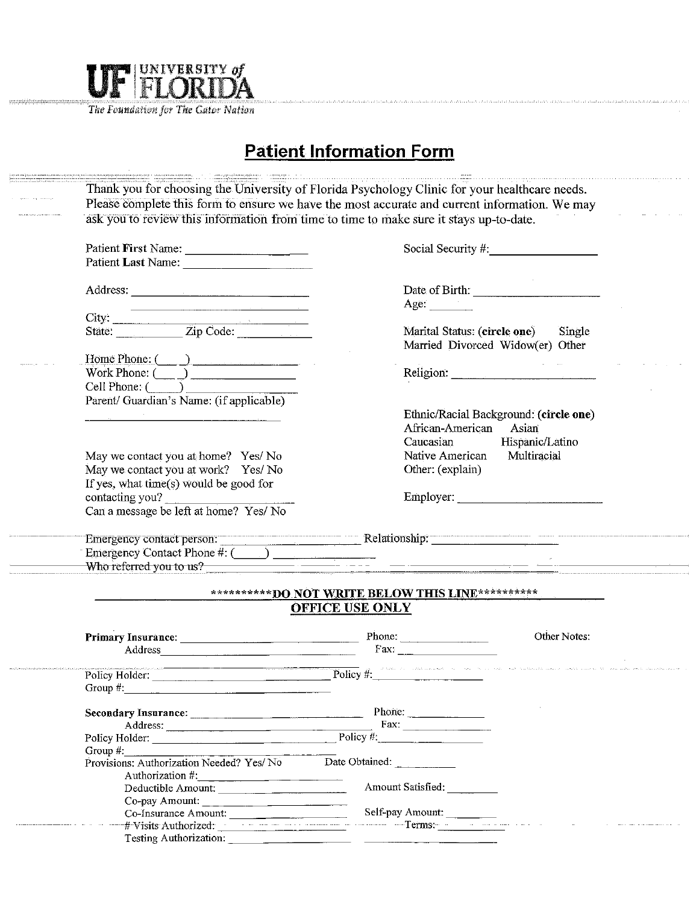UF | UNIVERSITY of FLORIDA

*The Foundation for The Gator Nation*

# Patient Information Form

Thank you for choosing the University of Florida Psychology Clinic for your healthcare needs. Please complete this form to ensure we have the most accurate and current information. We may ask you to review this information from time to time to make sure it stays up-to-date.

Patient **First** Name: ____________________

Patient **Last** Name: ____________________

Address: ____________________________

____________________________

City: ____________________________

State: __________ Zip Code: __________

Home Phone: (___) ______________

Work Phone: (___) ______________

Cell Phone: (_____) ______________

Parent/ Guardian's Name: (if applicable)

____________________________

May we contact you at home? Yes/ No

May we contact you at work? Yes/ No

If yes, what time(s) would be good for contacting you? ____________________

Can a message be left at home? Yes/ No

Social Security #: ________________

Date of Birth: ____________________

Age: ______

Marital Status: (**circle one**) Single Married Divorced Widow(er) Other

Religion: ____________________

Ethnic/Racial Background: (**circle one**)
African-American Asian
Caucasian Hispanic/Latino
Native American Multiracial
Other: (explain)

Employer: ____________________

Emergency contact person: ____________________ Relationship: ____________________

Emergency Contact Phone #: (_____) ______________

Who referred you to us? ________________________________________

**\*\*\*\*\*\*\*\*\*\*DO NOT WRITE BELOW THIS LINE\*\*\*\*\*\*\*\*\*\***

**OFFICE USE ONLY**

**Primary Insurance:** ____________________ Phone: ______________ Other Notes:

Address ____________________ Fax: ______________

Policy Holder: ____________________ Policy #: ______________

Group #: ____________________

**Secondary Insurance:** ____________________ Phone: ______________

Address: ____________________ Fax: ______________

Policy Holder: ____________________ Policy #: ______________

Group #: ____________________

Provisions: Authorization Needed? Yes/ No Date Obtained: __________

Authorization #: ____________________

Deductible Amount: ____________________ Amount Satisfied: __________

Co-pay Amount: ____________________

Co-Insurance Amount: ____________________ Self-pay Amount: __________

# Visits Authorized: ____________________ Terms: __________

Testing Authorization: ____________________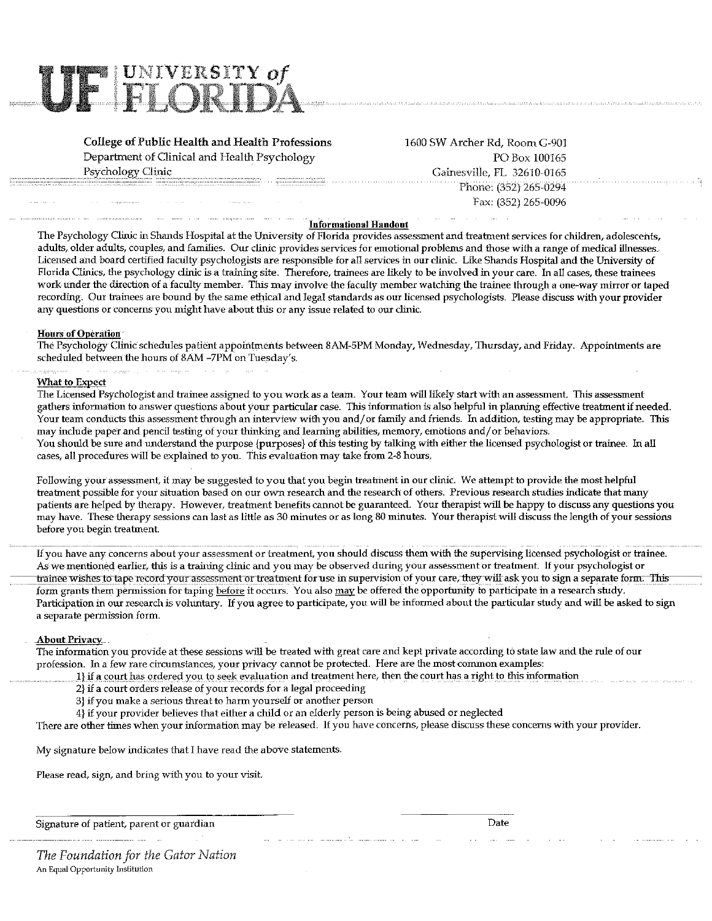# UF | UNIVERSITY of FLORIDA

**College of Public Health and Health Professions**
Department of Clinical and Health Psychology
Psychology Clinic

1600 SW Archer Rd, Room G-901
PO Box 100165
Gainesville, FL 32610-0165
Phone: (352) 265-0294
Fax: (352) 265-0096

## Informational Handout

The Psychology Clinic in Shands Hospital at the University of Florida provides assessment and treatment services for children, adolescents, adults, older adults, couples, and families. Our clinic provides services for emotional problems and those with a range of medical illnesses. Licensed and board certified faculty psychologists are responsible for all services in our clinic. Like Shands Hospital and the University of Florida Clinics, the psychology clinic is a training site. Therefore, trainees are likely to be involved in your care. In all cases, these trainees work under the direction of a faculty member. This may involve the faculty member watching the trainee through a one-way mirror or taped recording. Our trainees are bound by the same ethical and legal standards as our licensed psychologists. Please discuss with your provider any questions or concerns you might have about this or any issue related to our clinic.

### Hours of Operation

The Psychology Clinic schedules patient appointments between 8AM-5PM Monday, Wednesday, Thursday, and Friday. Appointments are scheduled between the hours of 8AM -7PM on Tuesday's.

### What to Expect

The Licensed Psychologist and trainee assigned to you work as a team. Your team will likely start with an assessment. This assessment gathers information to answer questions about your particular case. This information is also helpful in planning effective treatment if needed. Your team conducts this assessment through an interview with you and/or family and friends. In addition, testing may be appropriate. This may include paper and pencil testing of your thinking and learning abilities, memory, emotions and/or behaviors.
You should be sure and understand the purpose (purposes) of this testing by talking with either the licensed psychologist or trainee. In all cases, all procedures will be explained to you. This evaluation may take from 2-8 hours.

Following your assessment, it may be suggested to you that you begin treatment in our clinic. We attempt to provide the most helpful treatment possible for your situation based on our own research and the research of others. Previous research studies indicate that many patients are helped by therapy. However, treatment benefits cannot be guaranteed. Your therapist will be happy to discuss any questions you may have. These therapy sessions can last as little as 30 minutes or as long 80 minutes. Your therapist will discuss the length of your sessions before you begin treatment.

If you have any concerns about your assessment or treatment, you should discuss them with the supervising licensed psychologist or trainee. As we mentioned earlier, this is a training clinic and you may be observed during your assessment or treatment. If your psychologist or trainee wishes to tape record your assessment or treatment for use in supervision of your care, they will ask you to sign a separate form. This form grants them permission for taping <u>before</u> it occurs. You also <u>may</u> be offered the opportunity to participate in a research study. Participation in our research is voluntary. If you agree to participate, you will be informed about the particular study and will be asked to sign a separate permission form.

### About Privacy

The information you provide at these sessions will be treated with great care and kept private according to state law and the rule of our profession. In a few rare circumstances, your privacy cannot be protected. Here are the most common examples:

1) if a court has ordered you to seek evaluation and treatment here, then the court has a right to this information
2) if a court orders release of your records for a legal proceeding
3) if you make a serious threat to harm yourself or another person
4) if your provider believes that either a child or an elderly person is being abused or neglected

There are other times when your information may be released. If you have concerns, please discuss these concerns with your provider.

My signature below indicates that I have read the above statements.

Please read, sign, and bring with you to your visit.

\_\_\_\_\_\_\_\_\_\_\_\_\_\_\_\_\_\_\_\_\_\_\_\_\_\_\_\_\_\_\_\_\_\_\_\_ \_\_\_\_\_\_\_\_\_\_\_\_\_\_\_\_
Signature of patient, parent or guardian Date

*The Foundation for the Gator Nation*
An Equal Opportunity Institution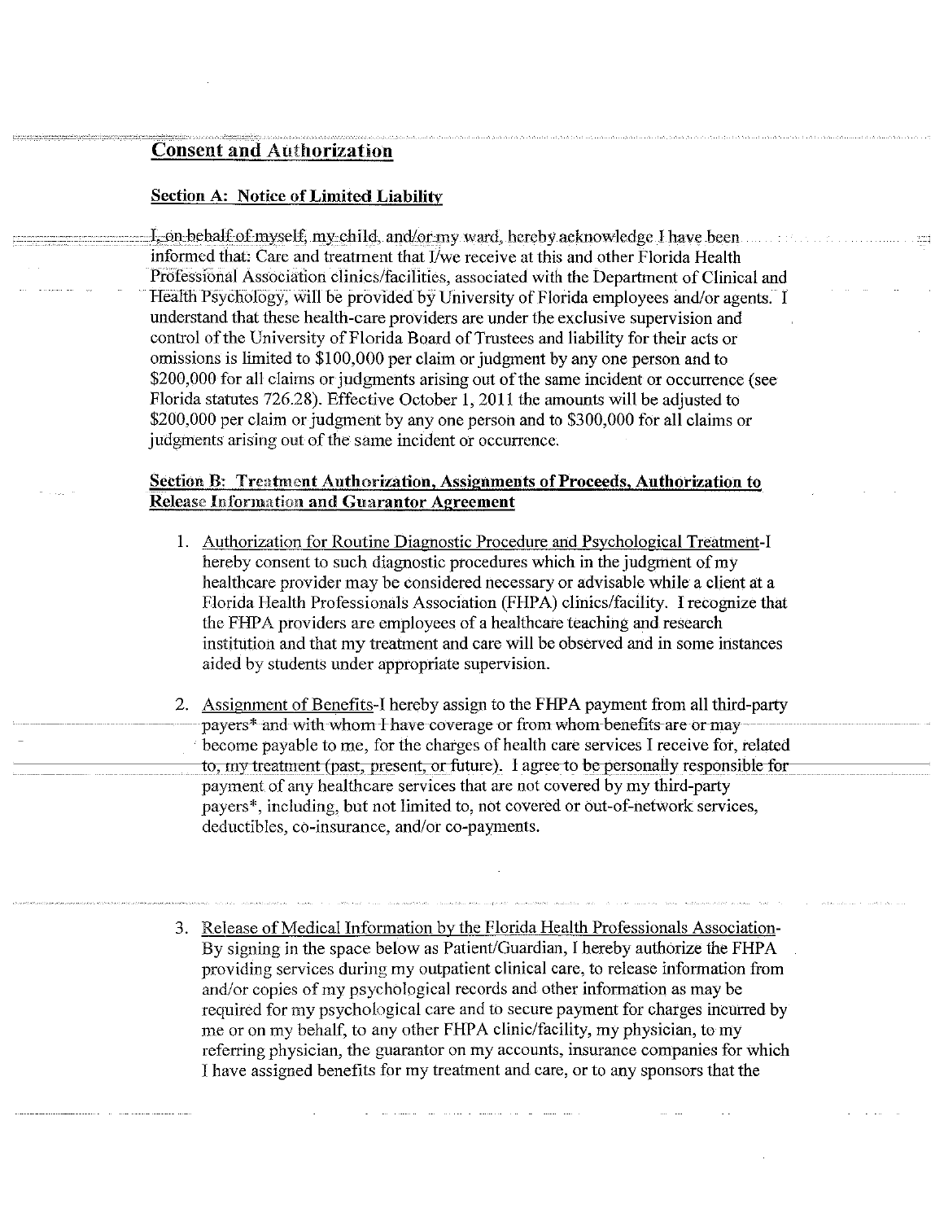## Consent and Authorization

### Section A: Notice of Limited Liability

I, on behalf of myself, my child, and/or my ward, hereby acknowledge I have been informed that: Care and treatment that I/we receive at this and other Florida Health Professional Association clinics/facilities, associated with the Department of Clinical and Health Psychology, will be provided by University of Florida employees and/or agents. I understand that these health-care providers are under the exclusive supervision and control of the University of Florida Board of Trustees and liability for their acts or omissions is limited to $100,000 per claim or judgment by any one person and to $200,000 for all claims or judgments arising out of the same incident or occurrence (see Florida statutes 726.28). Effective October 1, 2011 the amounts will be adjusted to $200,000 per claim or judgment by any one person and to $300,000 for all claims or judgments arising out of the same incident or occurrence.

### Section B: Treatment Authorization, Assignments of Proceeds, Authorization to Release Information and Guarantor Agreement

1. Authorization for Routine Diagnostic Procedure and Psychological Treatment-I hereby consent to such diagnostic procedures which in the judgment of my healthcare provider may be considered necessary or advisable while a client at a Florida Health Professionals Association (FHPA) clinics/facility. I recognize that the FHPA providers are employees of a healthcare teaching and research institution and that my treatment and care will be observed and in some instances aided by students under appropriate supervision.

2. Assignment of Benefits-I hereby assign to the FHPA payment from all third-party payers* and with whom I have coverage or from whom benefits are or may become payable to me, for the charges of health care services I receive for, related to, my treatment (past, present, or future). I agree to be personally responsible for payment of any healthcare services that are not covered by my third-party payers*, including, but not limited to, not covered or out-of-network services, deductibles, co-insurance, and/or co-payments.

3. Release of Medical Information by the Florida Health Professionals Association-By signing in the space below as Patient/Guardian, I hereby authorize the FHPA providing services during my outpatient clinical care, to release information from and/or copies of my psychological records and other information as may be required for my psychological care and to secure payment for charges incurred by me or on my behalf, to any other FHPA clinic/facility, my physician, to my referring physician, the guarantor on my accounts, insurance companies for which I have assigned benefits for my treatment and care, or to any sponsors that the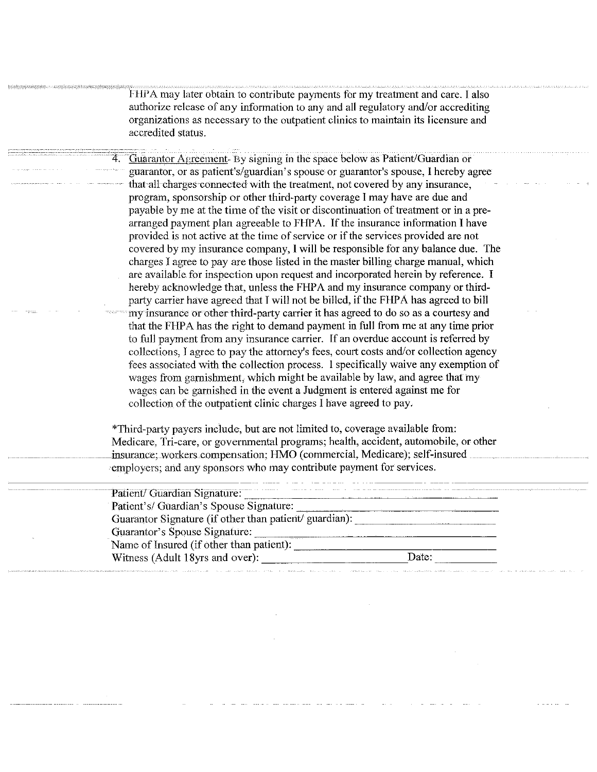FHPA may later obtain to contribute payments for my treatment and care. I also authorize release of any information to any and all regulatory and/or accrediting organizations as necessary to the outpatient clinics to maintain its licensure and accredited status.

4. Guarantor Agreement- By signing in the space below as Patient/Guardian or guarantor, or as patient's/guardian's spouse or guarantor's spouse, I hereby agree that all charges connected with the treatment, not covered by any insurance, program, sponsorship or other third-party coverage I may have are due and payable by me at the time of the visit or discontinuation of treatment or in a pre-arranged payment plan agreeable to FHPA. If the insurance information I have provided is not active at the time of service or if the services provided are not covered by my insurance company, I will be responsible for any balance due. The charges I agree to pay are those listed in the master billing charge manual, which are available for inspection upon request and incorporated herein by reference. I hereby acknowledge that, unless the FHPA and my insurance company or third-party carrier have agreed that I will not be billed, if the FHPA has agreed to bill my insurance or other third-party carrier it has agreed to do so as a courtesy and that the FHPA has the right to demand payment in full from me at any time prior to full payment from any insurance carrier. If an overdue account is referred by collections, I agree to pay the attorney's fees, court costs and/or collection agency fees associated with the collection process. I specifically waive any exemption of wages from garnishment, which might be available by law, and agree that my wages can be garnished in the event a Judgment is entered against me for collection of the outpatient clinic charges I have agreed to pay.

*Third-party payers include, but are not limited to, coverage available from: Medicare, Tri-care, or governmental programs; health, accident, automobile, or other insurance; workers compensation; HMO (commercial, Medicare); self-insured employers; and any sponsors who may contribute payment for services.

Patient/ Guardian Signature: ______________________________

Patient's/ Guardian's Spouse Signature: ______________________________

Guarantor Signature (if other than patient/ guardian): ______________________________

Guarantor's Spouse Signature: ______________________________

Name of Insured (if other than patient): ______________________________

Witness (Adult 18yrs and over): ______________________________ Date: __________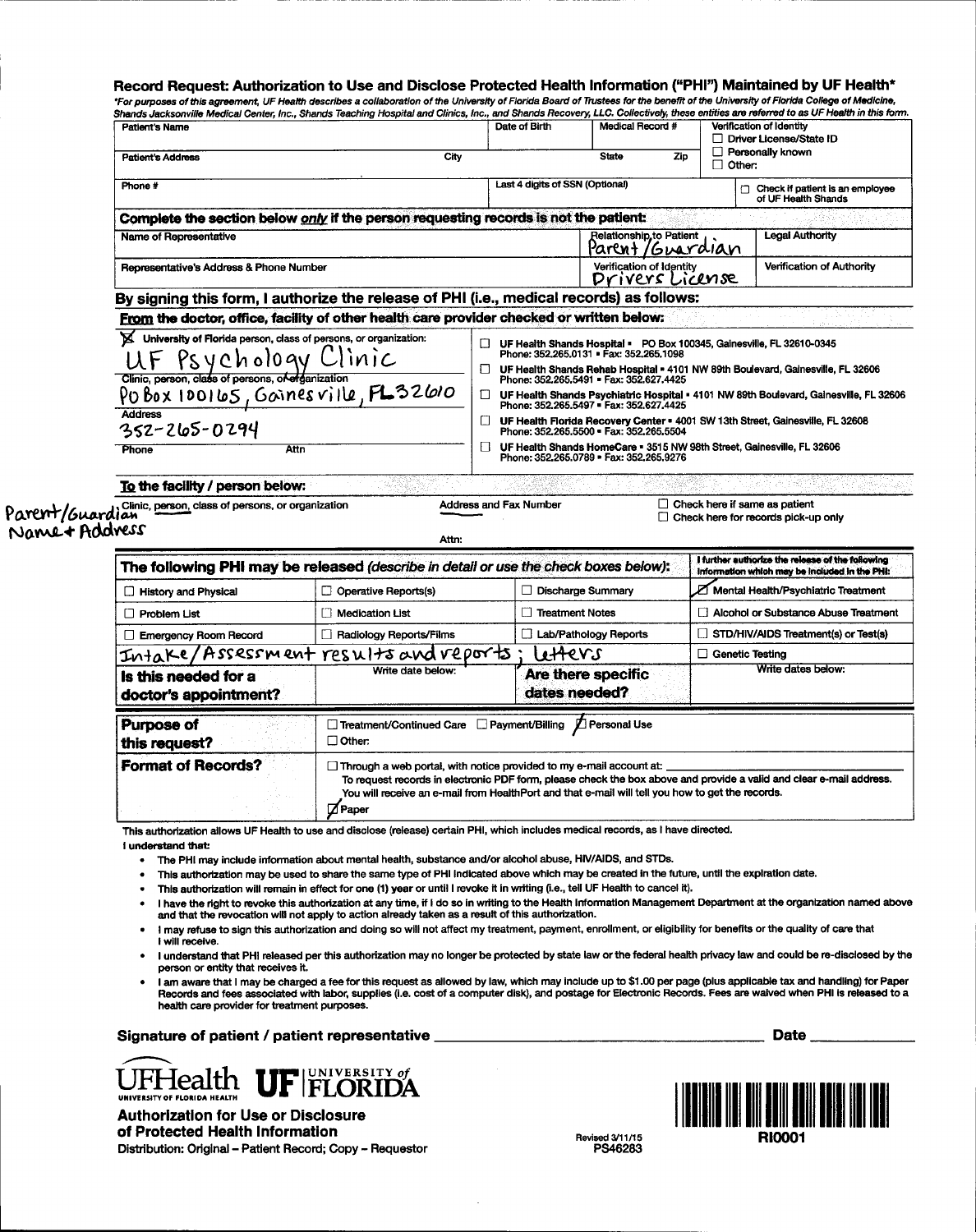# Record Request: Authorization to Use and Disclose Protected Health Information ("PHI") Maintained by UF Health*

*\*For purposes of this agreement, UF Health describes a collaboration of the University of Florida Board of Trustees for the benefit of the University of Florida College of Medicine, Shands Jacksonville Medical Center, Inc., Shands Teaching Hospital and Clinics, Inc., and Shands Recovery, LLC. Collectively, these entities are referred to as UF Health in this form.*

| Patient's Name | Date of Birth | Medical Record # | Verification of Identity: ☐ Driver License/State ID ☐ Personally known ☐ Other: |
|---|---|---|---|
| Patient's Address / City | State | Zip | |
| Phone # | Last 4 digits of SSN (Optional) | | ☐ Check if patient is an employee of UF Health Shands |

**Complete the section below *only* if the person requesting records is not the patient:**

| Name of Representative | Relationship to Patient: Parent/Guardian | Legal Authority |
|---|---|---|
| Representative's Address & Phone Number | Verification of Identity: Drivers License | Verification of Authority |

## By signing this form, I authorize the release of PHI (i.e., medical records) as follows:

**From the doctor, office, facility of other health care provider checked or written below:**

☒ University of Florida person, class of persons, or organization:

UF Psychology Clinic
Clinic, person, class of persons, or organization

PO Box 100165, Gainesville, FL 32610
Address

352-265-0294
Phone — Attn

☐ UF Health Shands Hospital • PO Box 100345, Gainesville, FL 32610-0345 Phone: 352.265.0131 • Fax: 352.265.1098

☐ UF Health Shands Rehab Hospital • 4101 NW 89th Boulevard, Gainesville, FL 32606 Phone: 352.265.5491 • Fax: 352.627.4425

☐ UF Health Shands Psychiatric Hospital • 4101 NW 89th Boulevard, Gainesville, FL 32606 Phone: 352.265.5497 • Fax: 352.627.4425

☐ UF Health Florida Recovery Center • 4001 SW 13th Street, Gainesville, FL 32608 Phone: 352.265.5500 • Fax: 352.265.5504

☐ UF Health Shands HomeCare • 3515 NW 98th Street, Gainesville, FL 32606 Phone: 352.265.0789 • Fax: 352.265.9276

**To the facility / person below:**

Parent/Guardian Name + Address — Clinic, person, class of persons, or organization | Address and Fax Number | ☐ Check here if same as patient ☐ Check here for records pick-up only

Attn:

| **The following PHI may be released** *(describe in detail or use the check boxes below)*: | | | I further authorize the release of the following information which may be included in the PHI: |
|---|---|---|---|
| ☐ History and Physical | ☐ Operative Reports(s) | ☐ Discharge Summary | ☑ Mental Health/Psychiatric Treatment |
| ☐ Problem List | ☐ Medication List | ☐ Treatment Notes | ☐ Alcohol or Substance Abuse Treatment |
| ☐ Emergency Room Record | ☐ Radiology Reports/Films | ☐ Lab/Pathology Reports | ☐ STD/HIV/AIDS Treatment(s) or Test(s) |
| Intake/Assessment results and reports; Letters | | | ☐ Genetic Testing |
| **Is this needed for a doctor's appointment?** | Write date below: | **Are there specific dates needed?** | Write dates below: |

| | |
|---|---|
| **Purpose of this request?** | ☐ Treatment/Continued Care ☐ Payment/Billing ☑ Personal Use ☐ Other: |
| **Format of Records?** | ☐ Through a web portal, with notice provided to my e-mail account at: ____ To request records in electronic PDF form, please check the box above and provide a valid and clear e-mail address. You will receive an e-mail from HealthPort and that e-mail will tell you how to get the records. ☑ Paper |

This authorization allows UF Health to use and disclose (release) certain PHI, which includes medical records, as I have directed.

I understand that:

- The PHI may include information about mental health, substance and/or alcohol abuse, HIV/AIDS, and STDs.
- This authorization may be used to share the same type of PHI indicated above which may be created in the future, until the expiration date.
- This authorization will remain in effect for one (1) year or until I revoke it in writing (i.e., tell UF Health to cancel it).
- I have the right to revoke this authorization at any time, if I do so in writing to the Health Information Management Department at the organization named above and that the revocation will not apply to action already taken as a result of this authorization.
- I may refuse to sign this authorization and doing so will not affect my treatment, payment, enrollment, or eligibility for benefits or the quality of care that I will receive.
- I understand that PHI released per this authorization may no longer be protected by state law or the federal health privacy law and could be re-disclosed by the person or entity that receives it.
- I am aware that I may be charged a fee for this request as allowed by law, which may include up to $1.00 per page (plus applicable tax and handling) for Paper Records and fees associated with labor, supplies (i.e. cost of a computer disk), and postage for Electronic Records. Fees are waived when PHI is released to a health care provider for treatment purposes.

**Signature of patient / patient representative** ______________________ **Date** __________

UFHealth UNIVERSITY OF FLORIDA HEALTH — UF | UNIVERSITY of FLORIDA

**Authorization for Use or Disclosure of Protected Health Information**

Distribution: Original – Patient Record; Copy – Requestor

Revised 3/11/15
PS46283

RI0001